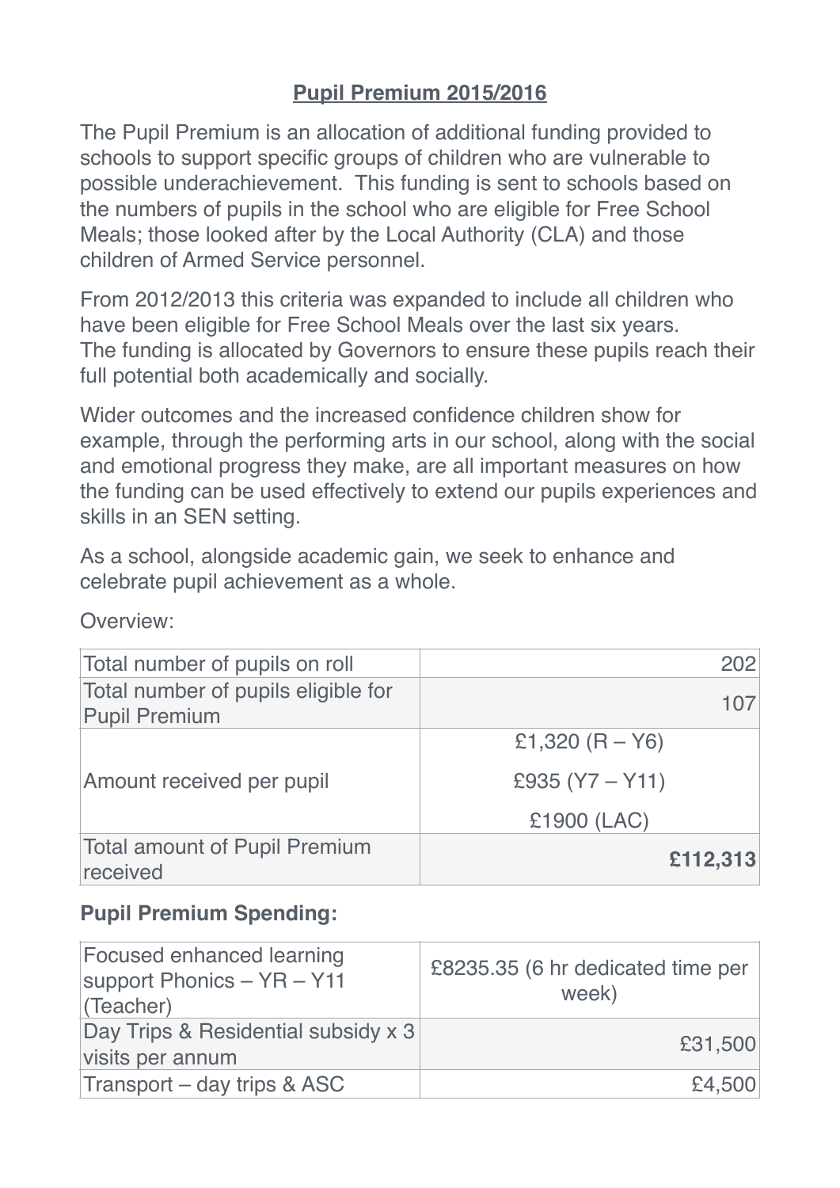# Pupil Premium 2015/2016

The Pupil Premium is an allocation of additional funding provided to schools to support specific groups of children who are vulnerable to possible underachievement. This funding is sent to schools based on the numbers of pupils in the school who are eligible for Free School Meals; those looked after by the Local Authority (CLA) and those children of Armed Service personnel.

From 2012/2013 this criteria was expanded to include all children who have been eligible for Free School Meals over the last six years. The funding is allocated by Governors to ensure these pupils reach their full potential both academically and socially.

Wider outcomes and the increased confidence children show for example, through the performing arts in our school, along with the social and emotional progress they make, are all important measures on how the funding can be used effectively to extend our pupils experiences and skills in an SEN setting.

As a school, alongside academic gain, we seek to enhance and celebrate pupil achievement as a whole.

Overview:

| | |
|---|---|
| Total number of pupils on roll | 202 |
| Total number of pupils eligible for Pupil Premium | 107 |
| Amount received per pupil | £1,320 (R – Y6)<br>£935 (Y7 – Y11)<br>£1900 (LAC) |
| Total amount of Pupil Premium received | **£112,313** |

**Pupil Premium Spending:**

| | |
|---|---|
| Focused enhanced learning support Phonics – YR – Y11 (Teacher) | £8235.35 (6 hr dedicated time per week) |
| Day Trips & Residential subsidy x 3 visits per annum | £31,500 |
| Transport – day trips & ASC | £4,500 |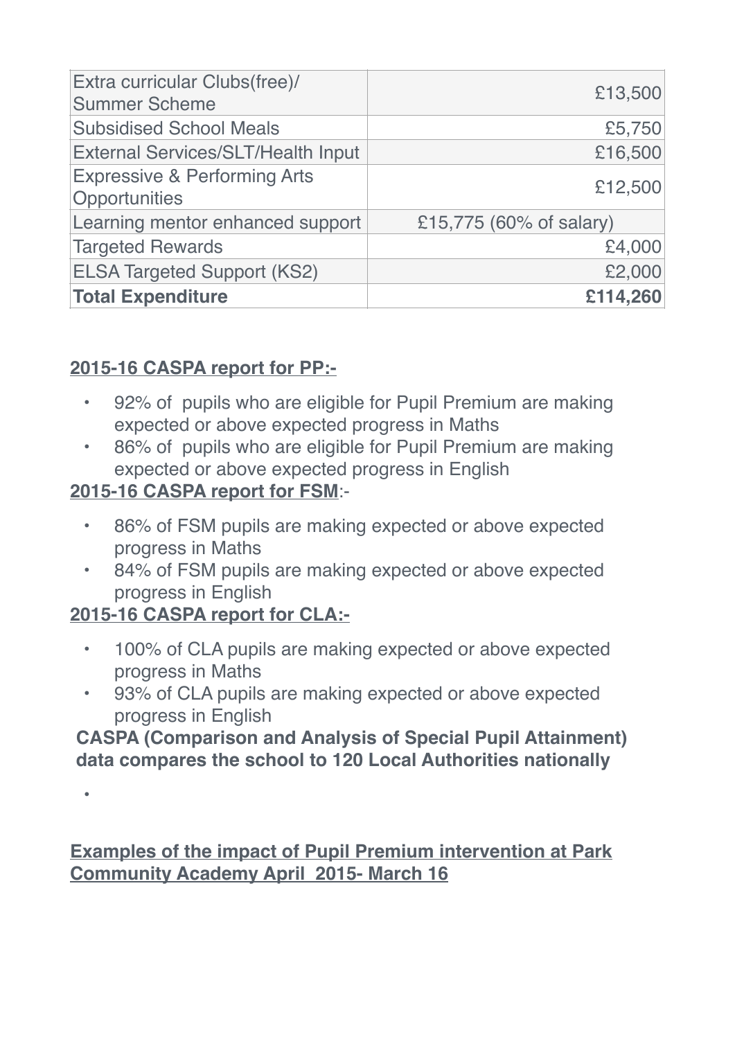| | |
|---|---|
| Extra curricular Clubs(free)/ Summer Scheme | £13,500 |
| Subsidised School Meals | £5,750 |
| External Services/SLT/Health Input | £16,500 |
| Expressive & Performing Arts Opportunities | £12,500 |
| Learning mentor enhanced support | £15,775 (60% of salary) |
| Targeted Rewards | £4,000 |
| ELSA Targeted Support (KS2) | £2,000 |
| **Total Expenditure** | **£114,260** |

**2015-16 CASPA report for PP:-**

- 92% of pupils who are eligible for Pupil Premium are making expected or above expected progress in Maths
- 86% of pupils who are eligible for Pupil Premium are making expected or above expected progress in English

**2015-16 CASPA report for FSM**:-

- 86% of FSM pupils are making expected or above expected progress in Maths
- 84% of FSM pupils are making expected or above expected progress in English

**2015-16 CASPA report for CLA:-**

- 100% of CLA pupils are making expected or above expected progress in Maths
- 93% of CLA pupils are making expected or above expected progress in English

**CASPA (Comparison and Analysis of Special Pupil Attainment) data compares the school to 120 Local Authorities nationally**

**Examples of the impact of Pupil Premium intervention at Park Community Academy April 2015- March 16**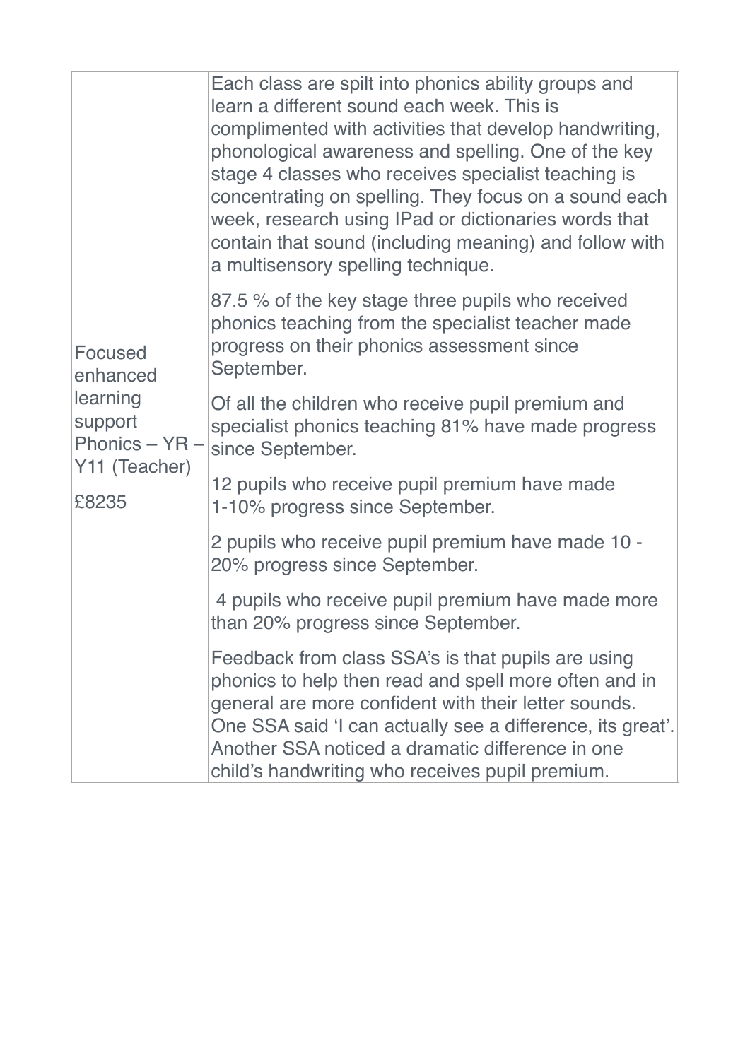| | |
|---|---|
| Focused enhanced learning support Phonics – YR – Y11 (Teacher)<br><br>£8235 | Each class are spilt into phonics ability groups and learn a different sound each week. This is complimented with activities that develop handwriting, phonological awareness and spelling. One of the key stage 4 classes who receives specialist teaching is concentrating on spelling. They focus on a sound each week, research using IPad or dictionaries words that contain that sound (including meaning) and follow with a multisensory spelling technique.<br><br>87.5 % of the key stage three pupils who received phonics teaching from the specialist teacher made progress on their phonics assessment since September.<br><br>Of all the children who receive pupil premium and specialist phonics teaching 81% have made progress since September.<br><br>12 pupils who receive pupil premium have made 1-10% progress since September.<br><br>2 pupils who receive pupil premium have made 10 - 20% progress since September.<br><br>4 pupils who receive pupil premium have made more than 20% progress since September.<br><br>Feedback from class SSA's is that pupils are using phonics to help then read and spell more often and in general are more confident with their letter sounds. One SSA said 'I can actually see a difference, its great'. Another SSA noticed a dramatic difference in one child's handwriting who receives pupil premium. |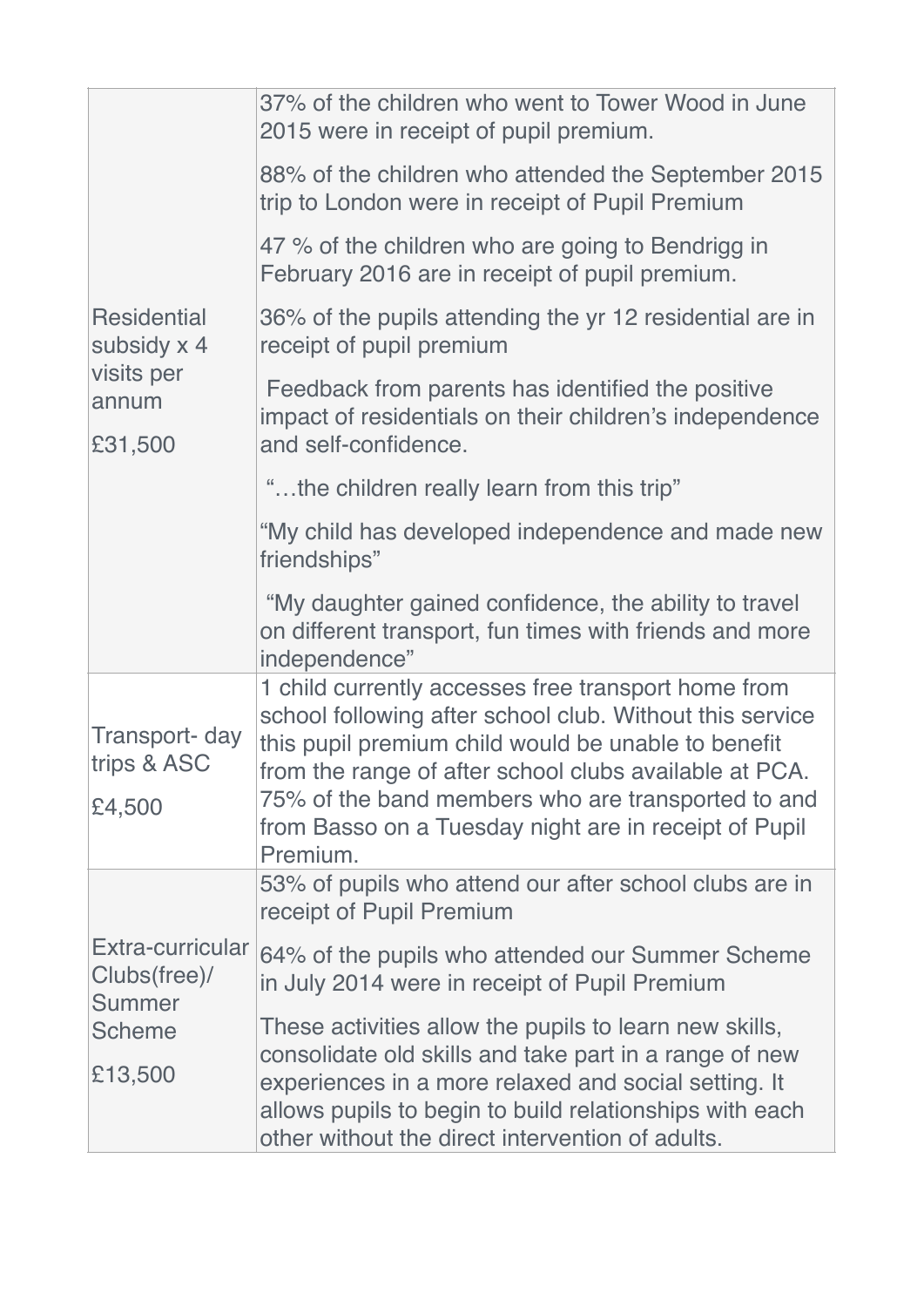| | |
|---|---|
| Residential subsidy x 4 visits per annum<br><br>£31,500 | 37% of the children who went to Tower Wood in June 2015 were in receipt of pupil premium.<br><br>88% of the children who attended the September 2015 trip to London were in receipt of Pupil Premium<br><br>47 % of the children who are going to Bendrigg in February 2016 are in receipt of pupil premium.<br><br>36% of the pupils attending the yr 12 residential are in receipt of pupil premium<br><br>Feedback from parents has identified the positive impact of residentials on their children's independence and self-confidence.<br><br>"…the children really learn from this trip"<br><br>"My child has developed independence and made new friendships"<br><br>"My daughter gained confidence, the ability to travel on different transport, fun times with friends and more independence" |
| Transport- day trips & ASC<br><br>£4,500 | 1 child currently accesses free transport home from school following after school club. Without this service this pupil premium child would be unable to benefit from the range of after school clubs available at PCA. 75% of the band members who are transported to and from Basso on a Tuesday night are in receipt of Pupil Premium. |
| Extra-curricular Clubs(free)/ Summer Scheme<br><br>£13,500 | 53% of pupils who attend our after school clubs are in receipt of Pupil Premium<br><br>64% of the pupils who attended our Summer Scheme in July 2014 were in receipt of Pupil Premium<br><br>These activities allow the pupils to learn new skills, consolidate old skills and take part in a range of new experiences in a more relaxed and social setting. It allows pupils to begin to build relationships with each other without the direct intervention of adults. |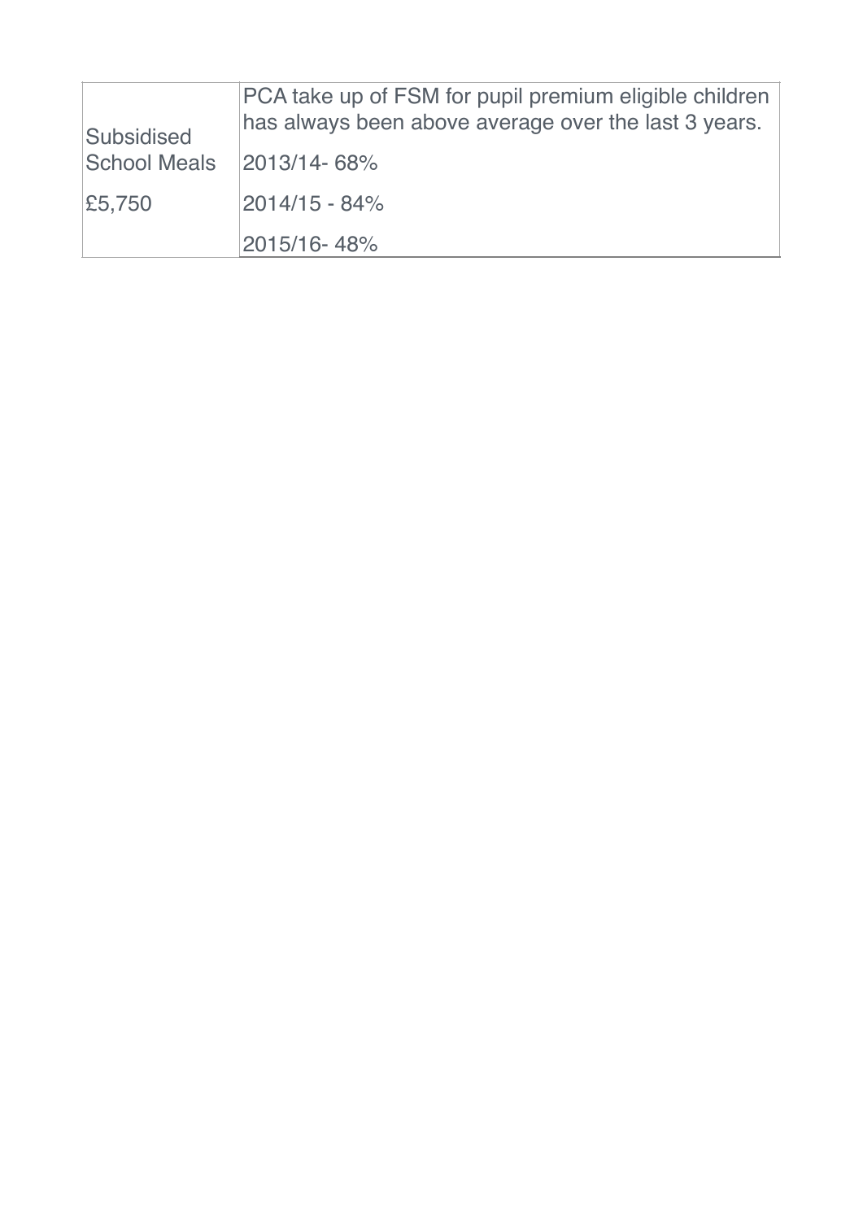| Subsidised School Meals £5,750 | PCA take up of FSM for pupil premium eligible children has always been above average over the last 3 years. 2013/14- 68% 2014/15 - 84% 2015/16- 48% |
|---|---|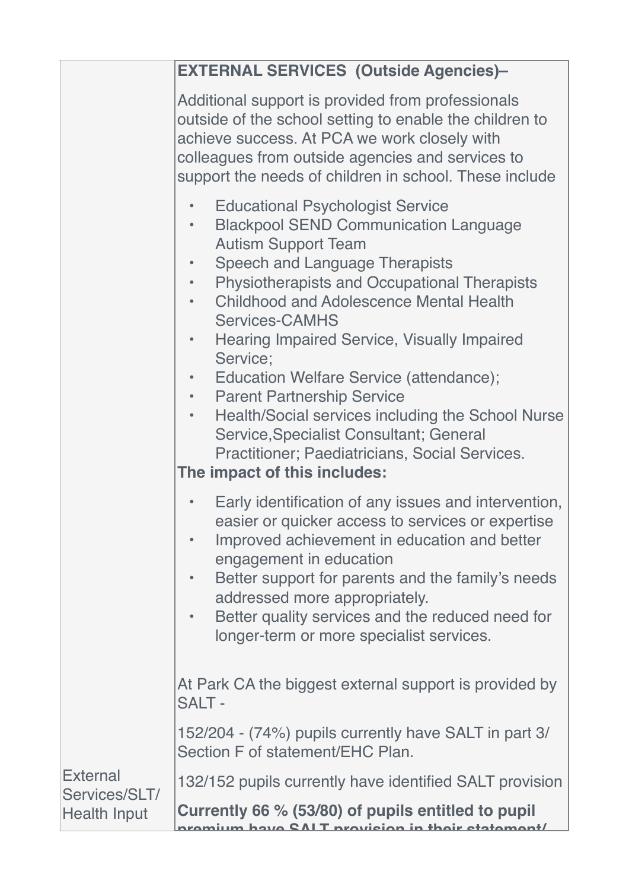| | |
|---|---|
| External Services/SLT/ Health Input | **EXTERNAL SERVICES (Outside Agencies)–**<br><br>Additional support is provided from professionals outside of the school setting to enable the children to achieve success. At PCA we work closely with colleagues from outside agencies and services to support the needs of children in school. These include<br><br>• Educational Psychologist Service<br>• Blackpool SEND Communication Language Autism Support Team<br>• Speech and Language Therapists<br>• Physiotherapists and Occupational Therapists<br>• Childhood and Adolescence Mental Health Services-CAMHS<br>• Hearing Impaired Service, Visually Impaired Service;<br>• Education Welfare Service (attendance);<br>• Parent Partnership Service<br>• Health/Social services including the School Nurse Service,Specialist Consultant; General Practitioner; Paediatricians, Social Services.<br><br>**The impact of this includes:**<br><br>• Early identification of any issues and intervention, easier or quicker access to services or expertise<br>• Improved achievement in education and better engagement in education<br>• Better support for parents and the family's needs addressed more appropriately.<br>• Better quality services and the reduced need for longer-term or more specialist services.<br><br>At Park CA the biggest external support is provided by SALT -<br><br>152/204 - (74%) pupils currently have SALT in part 3/ Section F of statement/EHC Plan.<br><br>132/152 pupils currently have identified SALT provision<br><br>**Currently 66 % (53/80) of pupils entitled to pupil premium have SALT provision in their statement/** |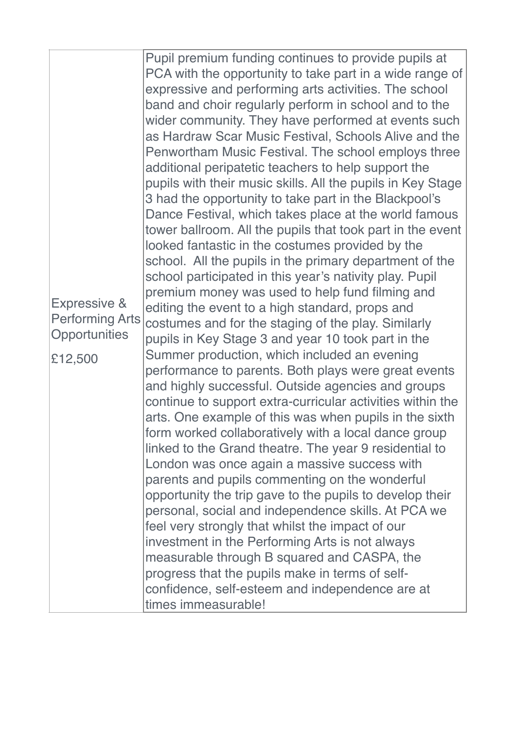| | |
|---|---|
| Expressive & Performing Arts Opportunities<br><br>£12,500 | Pupil premium funding continues to provide pupils at PCA with the opportunity to take part in a wide range of expressive and performing arts activities. The school band and choir regularly perform in school and to the wider community. They have performed at events such as Hardraw Scar Music Festival, Schools Alive and the Penwortham Music Festival. The school employs three additional peripatetic teachers to help support the pupils with their music skills. All the pupils in Key Stage 3 had the opportunity to take part in the Blackpool's Dance Festival, which takes place at the world famous tower ballroom. All the pupils that took part in the event looked fantastic in the costumes provided by the school. All the pupils in the primary department of the school participated in this year's nativity play. Pupil premium money was used to help fund filming and editing the event to a high standard, props and costumes and for the staging of the play. Similarly pupils in Key Stage 3 and year 10 took part in the Summer production, which included an evening performance to parents. Both plays were great events and highly successful. Outside agencies and groups continue to support extra-curricular activities within the arts. One example of this was when pupils in the sixth form worked collaboratively with a local dance group linked to the Grand theatre. The year 9 residential to London was once again a massive success with parents and pupils commenting on the wonderful opportunity the trip gave to the pupils to develop their personal, social and independence skills. At PCA we feel very strongly that whilst the impact of our investment in the Performing Arts is not always measurable through B squared and CASPA, the progress that the pupils make in terms of self-confidence, self-esteem and independence are at times immeasurable! |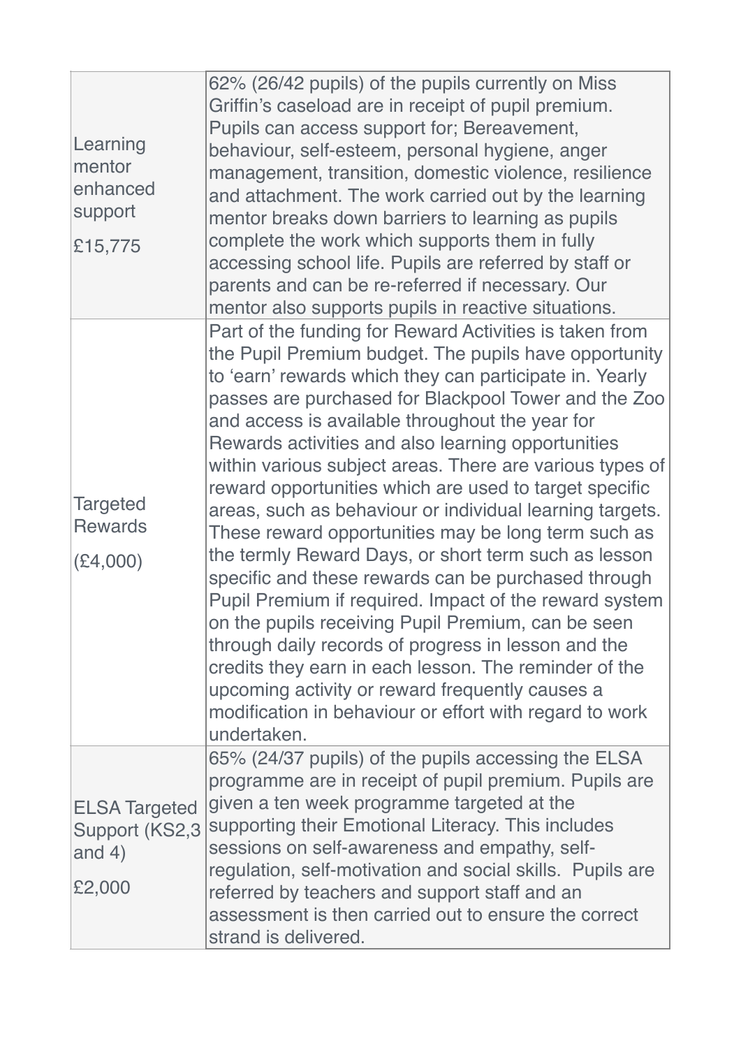| | |
|---|---|
| Learning mentor enhanced support<br><br>£15,775 | 62% (26/42 pupils) of the pupils currently on Miss Griffin's caseload are in receipt of pupil premium. Pupils can access support for; Bereavement, behaviour, self-esteem, personal hygiene, anger management, transition, domestic violence, resilience and attachment. The work carried out by the learning mentor breaks down barriers to learning as pupils complete the work which supports them in fully accessing school life. Pupils are referred by staff or parents and can be re-referred if necessary. Our mentor also supports pupils in reactive situations. |
| Targeted Rewards<br><br>(£4,000) | Part of the funding for Reward Activities is taken from the Pupil Premium budget. The pupils have opportunity to 'earn' rewards which they can participate in. Yearly passes are purchased for Blackpool Tower and the Zoo and access is available throughout the year for Rewards activities and also learning opportunities within various subject areas. There are various types of reward opportunities which are used to target specific areas, such as behaviour or individual learning targets. These reward opportunities may be long term such as the termly Reward Days, or short term such as lesson specific and these rewards can be purchased through Pupil Premium if required. Impact of the reward system on the pupils receiving Pupil Premium, can be seen through daily records of progress in lesson and the credits they earn in each lesson. The reminder of the upcoming activity or reward frequently causes a modification in behaviour or effort with regard to work undertaken. |
| ELSA Targeted Support (KS2,3 and 4)<br><br>£2,000 | 65% (24/37 pupils) of the pupils accessing the ELSA programme are in receipt of pupil premium. Pupils are given a ten week programme targeted at the supporting their Emotional Literacy. This includes sessions on self-awareness and empathy, self-regulation, self-motivation and social skills. Pupils are referred by teachers and support staff and an assessment is then carried out to ensure the correct strand is delivered. |